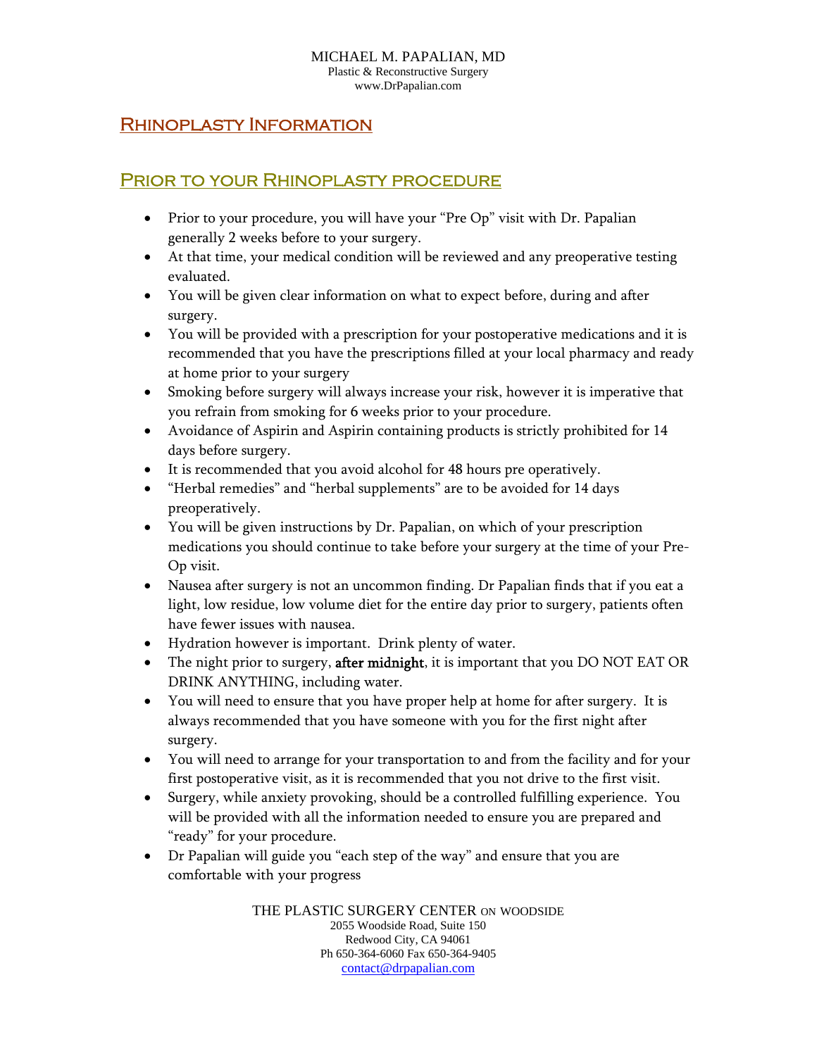MICHAEL M. PAPALIAN, MD
Plastic & Reconstructive Surgery
www.DrPapalian.com

# Rhinoplasty Information

## Prior to your Rhinoplasty procedure

- Prior to your procedure, you will have your "Pre Op" visit with Dr. Papalian generally 2 weeks before to your surgery.
- At that time, your medical condition will be reviewed and any preoperative testing evaluated.
- You will be given clear information on what to expect before, during and after surgery.
- You will be provided with a prescription for your postoperative medications and it is recommended that you have the prescriptions filled at your local pharmacy and ready at home prior to your surgery
- Smoking before surgery will always increase your risk, however it is imperative that you refrain from smoking for 6 weeks prior to your procedure.
- Avoidance of Aspirin and Aspirin containing products is strictly prohibited for 14 days before surgery.
- It is recommended that you avoid alcohol for 48 hours pre operatively.
- "Herbal remedies" and "herbal supplements" are to be avoided for 14 days preoperatively.
- You will be given instructions by Dr. Papalian, on which of your prescription medications you should continue to take before your surgery at the time of your Pre-Op visit.
- Nausea after surgery is not an uncommon finding. Dr Papalian finds that if you eat a light, low residue, low volume diet for the entire day prior to surgery, patients often have fewer issues with nausea.
- Hydration however is important. Drink plenty of water.
- The night prior to surgery, **after midnight**, it is important that you DO NOT EAT OR DRINK ANYTHING, including water.
- You will need to ensure that you have proper help at home for after surgery. It is always recommended that you have someone with you for the first night after surgery.
- You will need to arrange for your transportation to and from the facility and for your first postoperative visit, as it is recommended that you not drive to the first visit.
- Surgery, while anxiety provoking, should be a controlled fulfilling experience. You will be provided with all the information needed to ensure you are prepared and "ready" for your procedure.
- Dr Papalian will guide you "each step of the way" and ensure that you are comfortable with your progress

THE PLASTIC SURGERY CENTER ON WOODSIDE
2055 Woodside Road, Suite 150
Redwood City, CA 94061
Ph 650-364-6060 Fax 650-364-9405
contact@drpapalian.com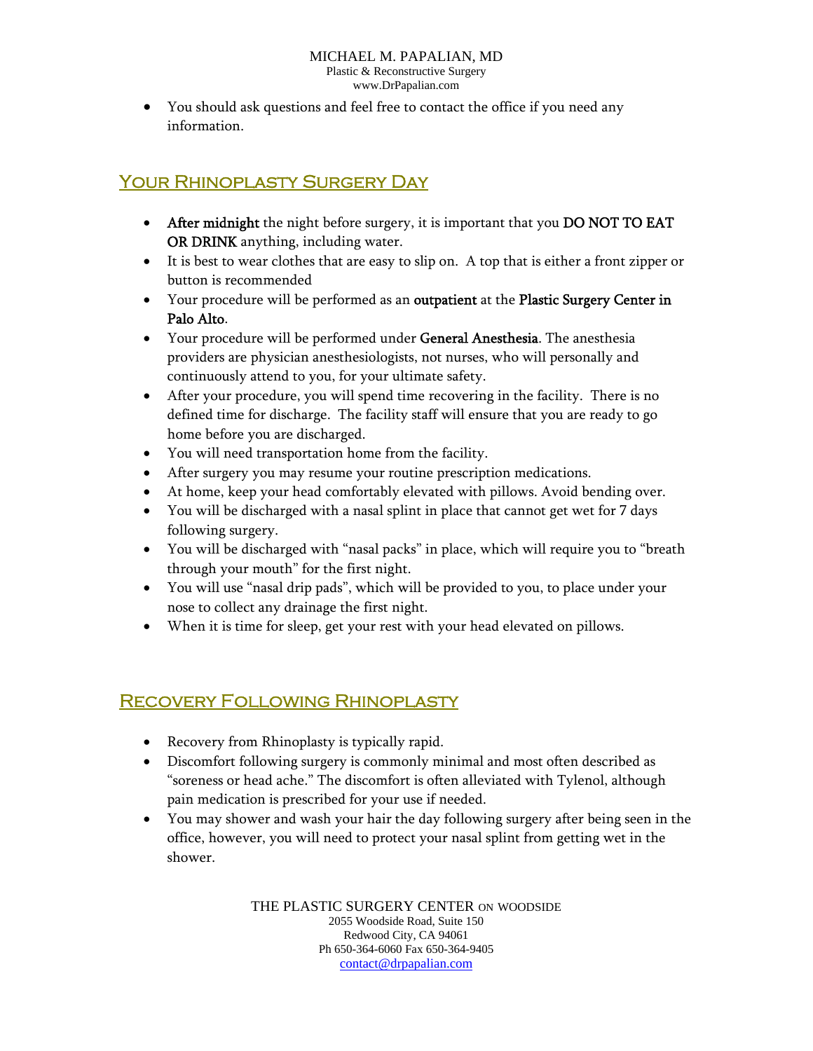- You should ask questions and feel free to contact the office if you need any information.

## Your Rhinoplasty Surgery Day

- **After midnight** the night before surgery, it is important that you **DO NOT TO EAT OR DRINK** anything, including water.
- It is best to wear clothes that are easy to slip on. A top that is either a front zipper or button is recommended
- Your procedure will be performed as an **outpatient** at the **Plastic Surgery Center in Palo Alto**.
- Your procedure will be performed under **General Anesthesia**. The anesthesia providers are physician anesthesiologists, not nurses, who will personally and continuously attend to you, for your ultimate safety.
- After your procedure, you will spend time recovering in the facility. There is no defined time for discharge. The facility staff will ensure that you are ready to go home before you are discharged.
- You will need transportation home from the facility.
- After surgery you may resume your routine prescription medications.
- At home, keep your head comfortably elevated with pillows. Avoid bending over.
- You will be discharged with a nasal splint in place that cannot get wet for 7 days following surgery.
- You will be discharged with "nasal packs" in place, which will require you to "breath through your mouth" for the first night.
- You will use "nasal drip pads", which will be provided to you, to place under your nose to collect any drainage the first night.
- When it is time for sleep, get your rest with your head elevated on pillows.

## Recovery Following Rhinoplasty

- Recovery from Rhinoplasty is typically rapid.
- Discomfort following surgery is commonly minimal and most often described as "soreness or head ache." The discomfort is often alleviated with Tylenol, although pain medication is prescribed for your use if needed.
- You may shower and wash your hair the day following surgery after being seen in the office, however, you will need to protect your nasal splint from getting wet in the shower.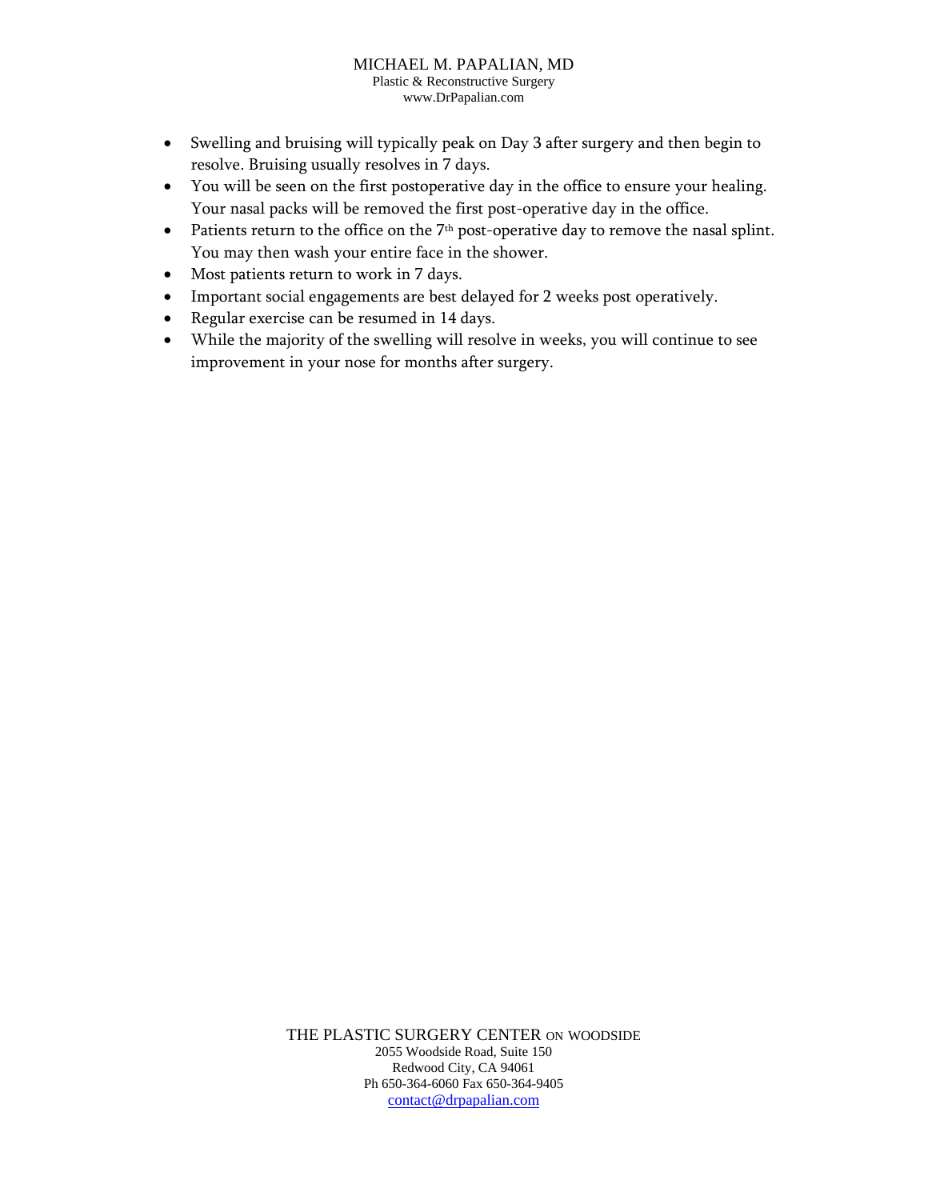- Swelling and bruising will typically peak on Day 3 after surgery and then begin to resolve. Bruising usually resolves in 7 days.
- You will be seen on the first postoperative day in the office to ensure your healing. Your nasal packs will be removed the first post-operative day in the office.
- Patients return to the office on the 7th post-operative day to remove the nasal splint. You may then wash your entire face in the shower.
- Most patients return to work in 7 days.
- Important social engagements are best delayed for 2 weeks post operatively.
- Regular exercise can be resumed in 14 days.
- While the majority of the swelling will resolve in weeks, you will continue to see improvement in your nose for months after surgery.